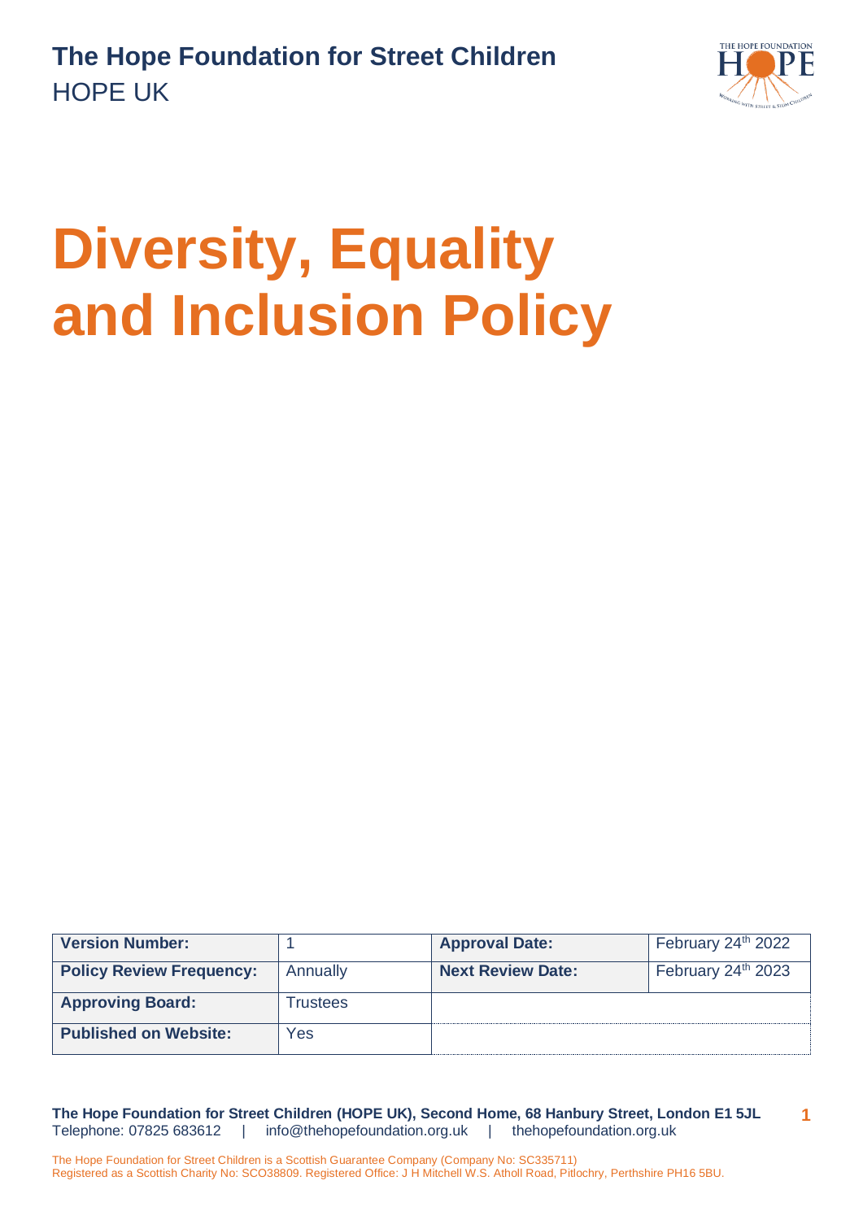**The Hope Foundation for Street Children**
HOPE UK

# Diversity, Equality and Inclusion Policy

| Version Number: | 1 | Approval Date: | February 24th 2022 |
|---|---|---|---|
| Policy Review Frequency: | Annually | Next Review Date: | February 24th 2023 |
| Approving Board: | Trustees | | |
| Published on Website: | Yes | | |

**The Hope Foundation for Street Children (HOPE UK), Second Home, 68 Hanbury Street, London E1 5JL**
Telephone: 07825 683612 | info@thehopefoundation.org.uk | thehopefoundation.org.uk

The Hope Foundation for Street Children is a Scottish Guarantee Company (Company No: SC335711)
Registered as a Scottish Charity No: SCO38809. Registered Office: J H Mitchell W.S. Atholl Road, Pitlochry, Perthshire PH16 5BU.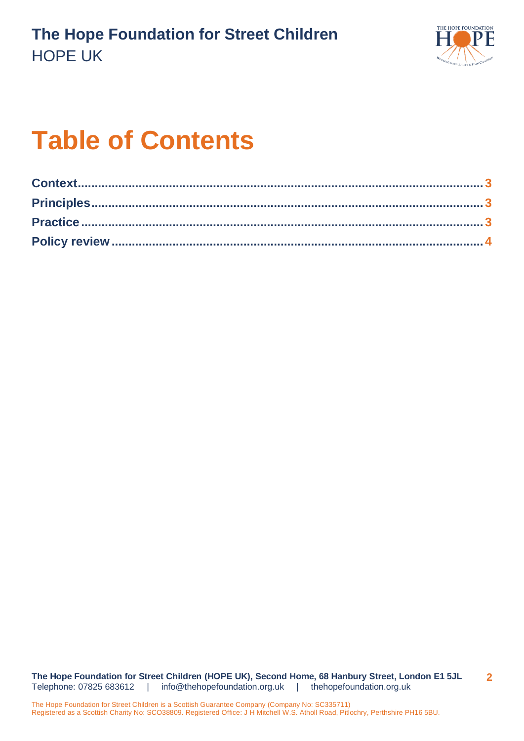# Table of Contents

**Context** .................................................. **3**
**Principles** .................................................. **3**
**Practice** .................................................. **3**
**Policy review** .................................................. **4**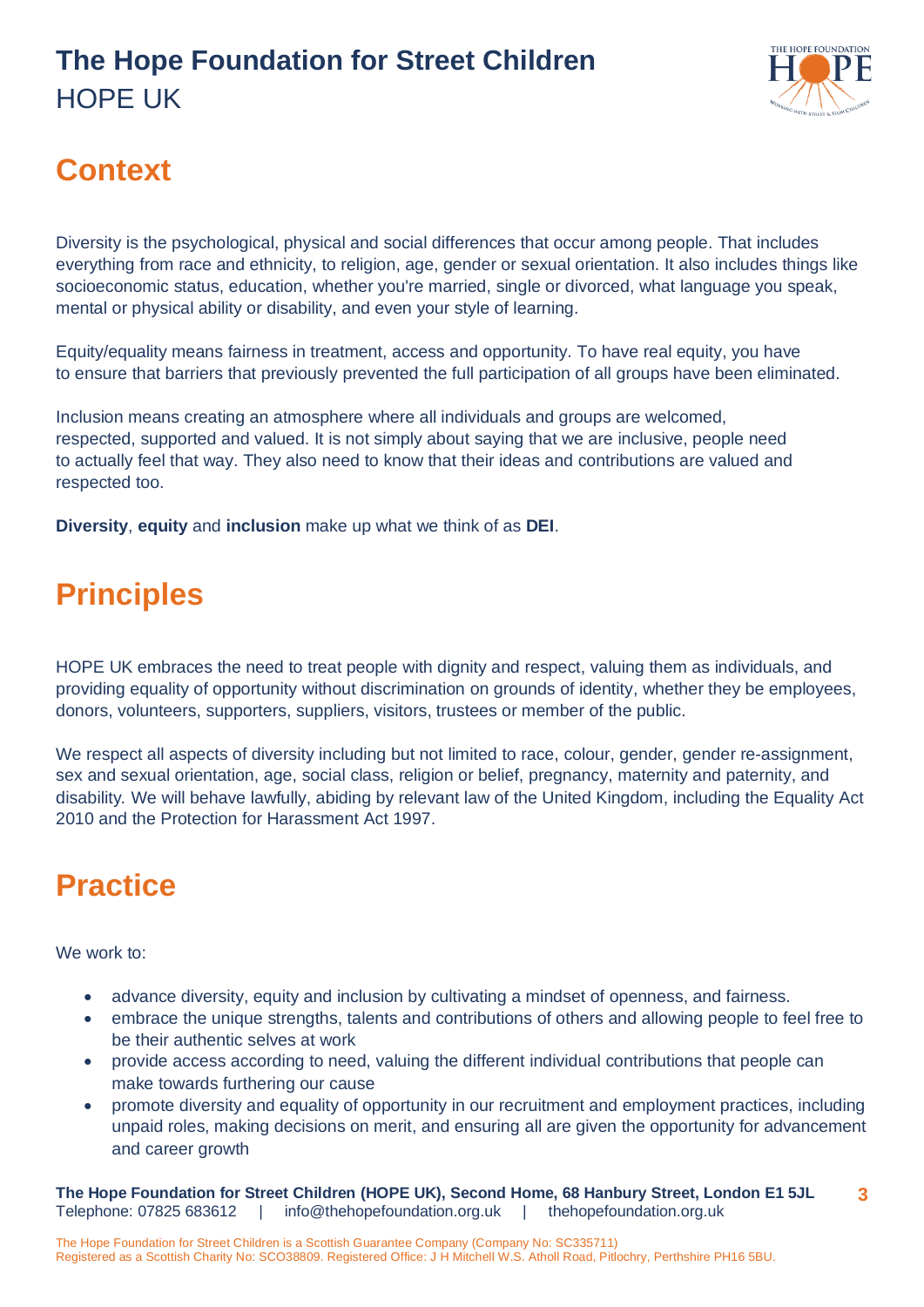## Context

Diversity is the psychological, physical and social differences that occur among people. That includes everything from race and ethnicity, to religion, age, gender or sexual orientation. It also includes things like socioeconomic status, education, whether you're married, single or divorced, what language you speak, mental or physical ability or disability, and even your style of learning.

Equity/equality means fairness in treatment, access and opportunity. To have real equity, you have to ensure that barriers that previously prevented the full participation of all groups have been eliminated.

Inclusion means creating an atmosphere where all individuals and groups are welcomed, respected, supported and valued. It is not simply about saying that we are inclusive, people need to actually feel that way. They also need to know that their ideas and contributions are valued and respected too.

**Diversity**, **equity** and **inclusion** make up what we think of as **DEI**.

## Principles

HOPE UK embraces the need to treat people with dignity and respect, valuing them as individuals, and providing equality of opportunity without discrimination on grounds of identity, whether they be employees, donors, volunteers, supporters, suppliers, visitors, trustees or member of the public.

We respect all aspects of diversity including but not limited to race, colour, gender, gender re-assignment, sex and sexual orientation, age, social class, religion or belief, pregnancy, maternity and paternity, and disability. We will behave lawfully, abiding by relevant law of the United Kingdom, including the Equality Act 2010 and the Protection for Harassment Act 1997.

## Practice

We work to:

- advance diversity, equity and inclusion by cultivating a mindset of openness, and fairness.
- embrace the unique strengths, talents and contributions of others and allowing people to feel free to be their authentic selves at work
- provide access according to need, valuing the different individual contributions that people can make towards furthering our cause
- promote diversity and equality of opportunity in our recruitment and employment practices, including unpaid roles, making decisions on merit, and ensuring all are given the opportunity for advancement and career growth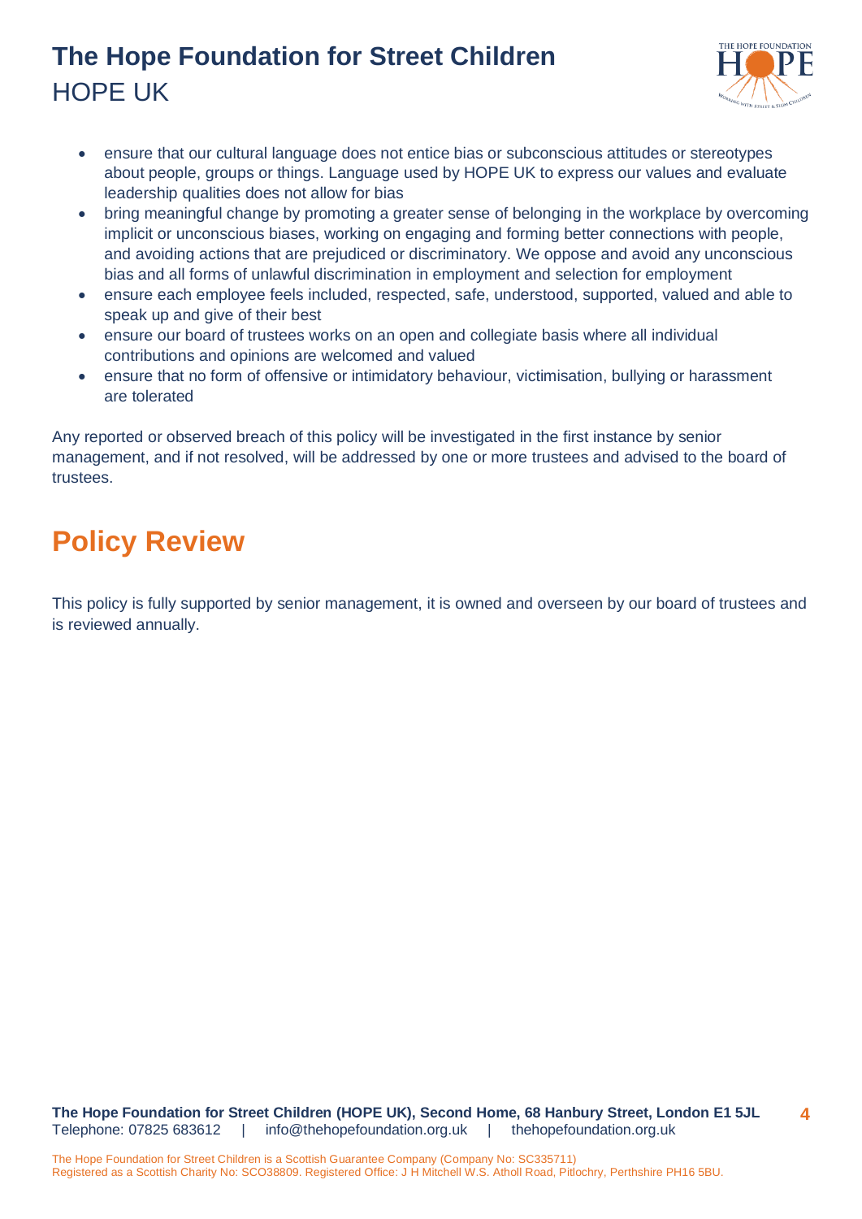- ensure that our cultural language does not entice bias or subconscious attitudes or stereotypes about people, groups or things. Language used by HOPE UK to express our values and evaluate leadership qualities does not allow for bias
- bring meaningful change by promoting a greater sense of belonging in the workplace by overcoming implicit or unconscious biases, working on engaging and forming better connections with people, and avoiding actions that are prejudiced or discriminatory. We oppose and avoid any unconscious bias and all forms of unlawful discrimination in employment and selection for employment
- ensure each employee feels included, respected, safe, understood, supported, valued and able to speak up and give of their best
- ensure our board of trustees works on an open and collegiate basis where all individual contributions and opinions are welcomed and valued
- ensure that no form of offensive or intimidatory behaviour, victimisation, bullying or harassment are tolerated

Any reported or observed breach of this policy will be investigated in the first instance by senior management, and if not resolved, will be addressed by one or more trustees and advised to the board of trustees.

## Policy Review

This policy is fully supported by senior management, it is owned and overseen by our board of trustees and is reviewed annually.